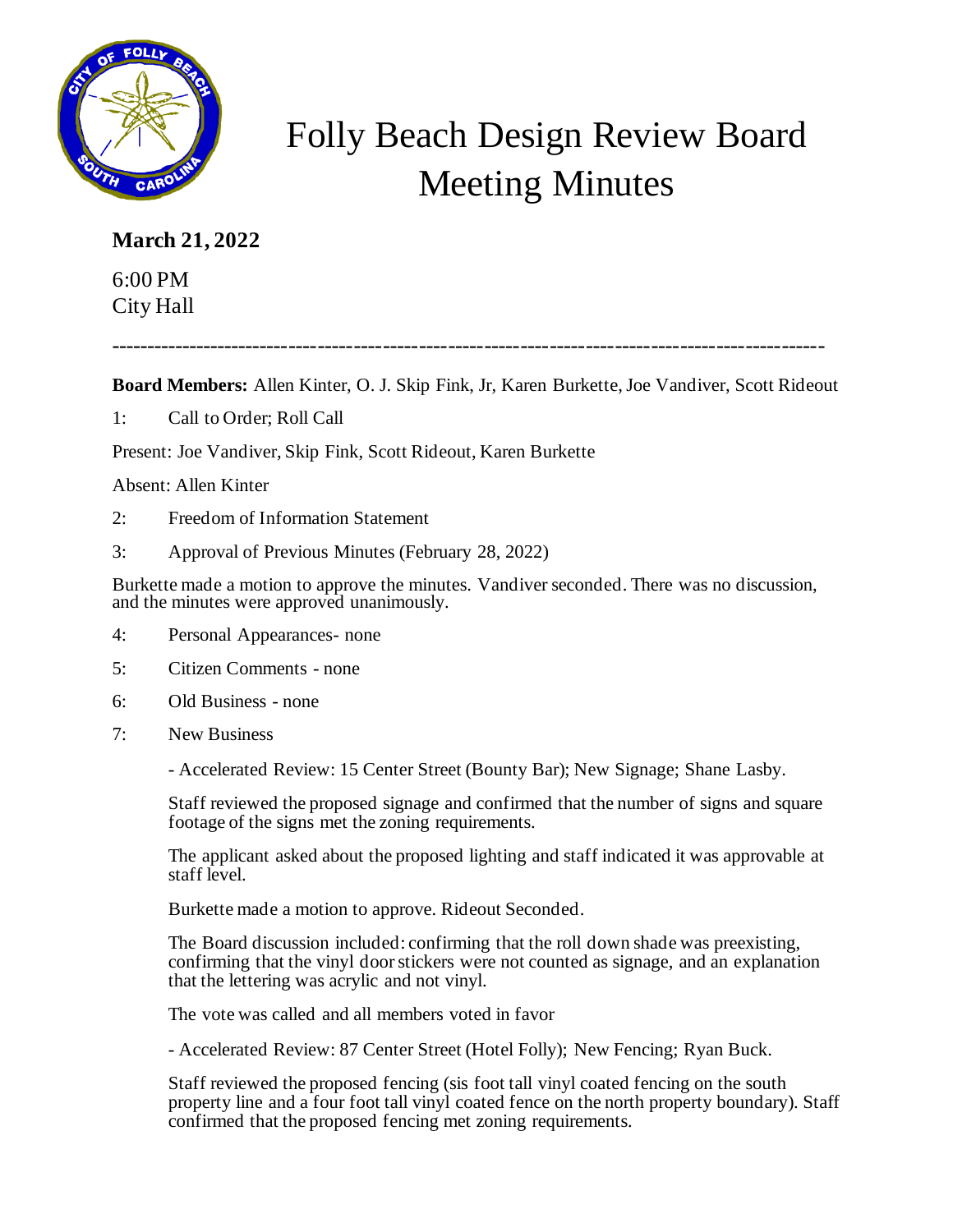# Folly Beach Design Review Board Meeting Minutes

**March 21, 2022**

6:00 PM
City Hall

---

**Board Members:** Allen Kinter, O. J. Skip Fink, Jr, Karen Burkette, Joe Vandiver, Scott Rideout

1: Call to Order; Roll Call

Present: Joe Vandiver, Skip Fink, Scott Rideout, Karen Burkette

Absent: Allen Kinter

2: Freedom of Information Statement

3: Approval of Previous Minutes (February 28, 2022)

Burkette made a motion to approve the minutes. Vandiver seconded. There was no discussion, and the minutes were approved unanimously.

4: Personal Appearances- none

5: Citizen Comments - none

6: Old Business - none

7: New Business

- Accelerated Review: 15 Center Street (Bounty Bar); New Signage; Shane Lasby.

Staff reviewed the proposed signage and confirmed that the number of signs and square footage of the signs met the zoning requirements.

The applicant asked about the proposed lighting and staff indicated it was approvable at staff level.

Burkette made a motion to approve. Rideout Seconded.

The Board discussion included: confirming that the roll down shade was preexisting, confirming that the vinyl door stickers were not counted as signage, and an explanation that the lettering was acrylic and not vinyl.

The vote was called and all members voted in favor

- Accelerated Review: 87 Center Street (Hotel Folly); New Fencing; Ryan Buck.

Staff reviewed the proposed fencing (sis foot tall vinyl coated fencing on the south property line and a four foot tall vinyl coated fence on the north property boundary). Staff confirmed that the proposed fencing met zoning requirements.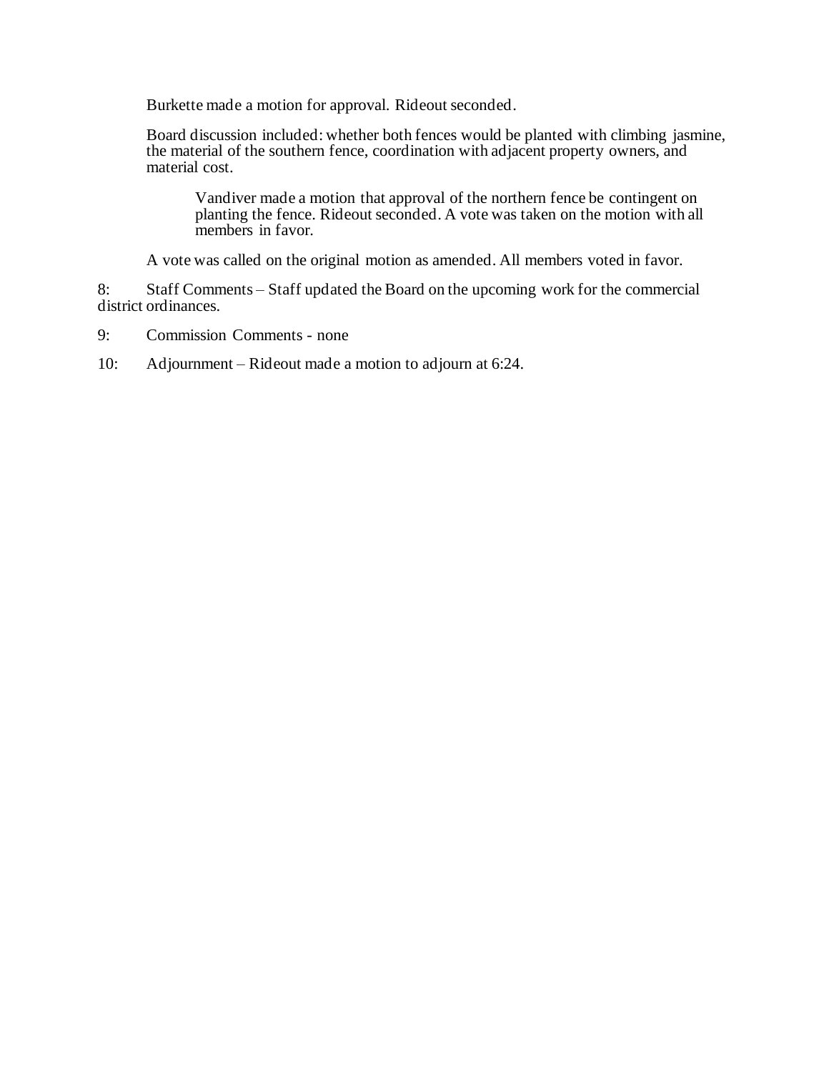Burkette made a motion for approval. Rideout seconded.

Board discussion included: whether both fences would be planted with climbing jasmine, the material of the southern fence, coordination with adjacent property owners, and material cost.

> Vandiver made a motion that approval of the northern fence be contingent on planting the fence. Rideout seconded. A vote was taken on the motion with all members in favor.

A vote was called on the original motion as amended. All members voted in favor.

8: Staff Comments – Staff updated the Board on the upcoming work for the commercial district ordinances.

9: Commission Comments - none

10: Adjournment – Rideout made a motion to adjourn at 6:24.